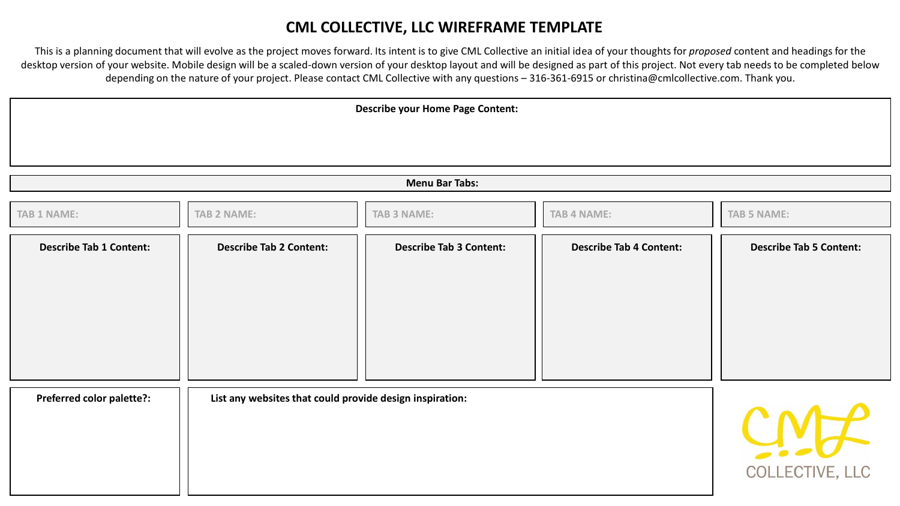# CML COLLECTIVE, LLC WIREFRAME TEMPLATE

This is a planning document that will evolve as the project moves forward. Its intent is to give CML Collective an initial idea of your thoughts for *proposed* content and headings for the desktop version of your website. Mobile design will be a scaled-down version of your desktop layout and will be designed as part of this project. Not every tab needs to be completed below depending on the nature of your project. Please contact CML Collective with any questions – 316-361-6915 or christina@cmlcollective.com. Thank you.

**Describe your Home Page Content:**

**Menu Bar Tabs:**

| TAB 1 NAME: | TAB 2 NAME: | TAB 3 NAME: | TAB 4 NAME: | TAB 5 NAME: |
|---|---|---|---|---|
| **Describe Tab 1 Content:** | **Describe Tab 2 Content:** | **Describe Tab 3 Content:** | **Describe Tab 4 Content:** | **Describe Tab 5 Content:** |

**Preferred color palette?:**

**List any websites that could provide design inspiration:**

CML COLLECTIVE, LLC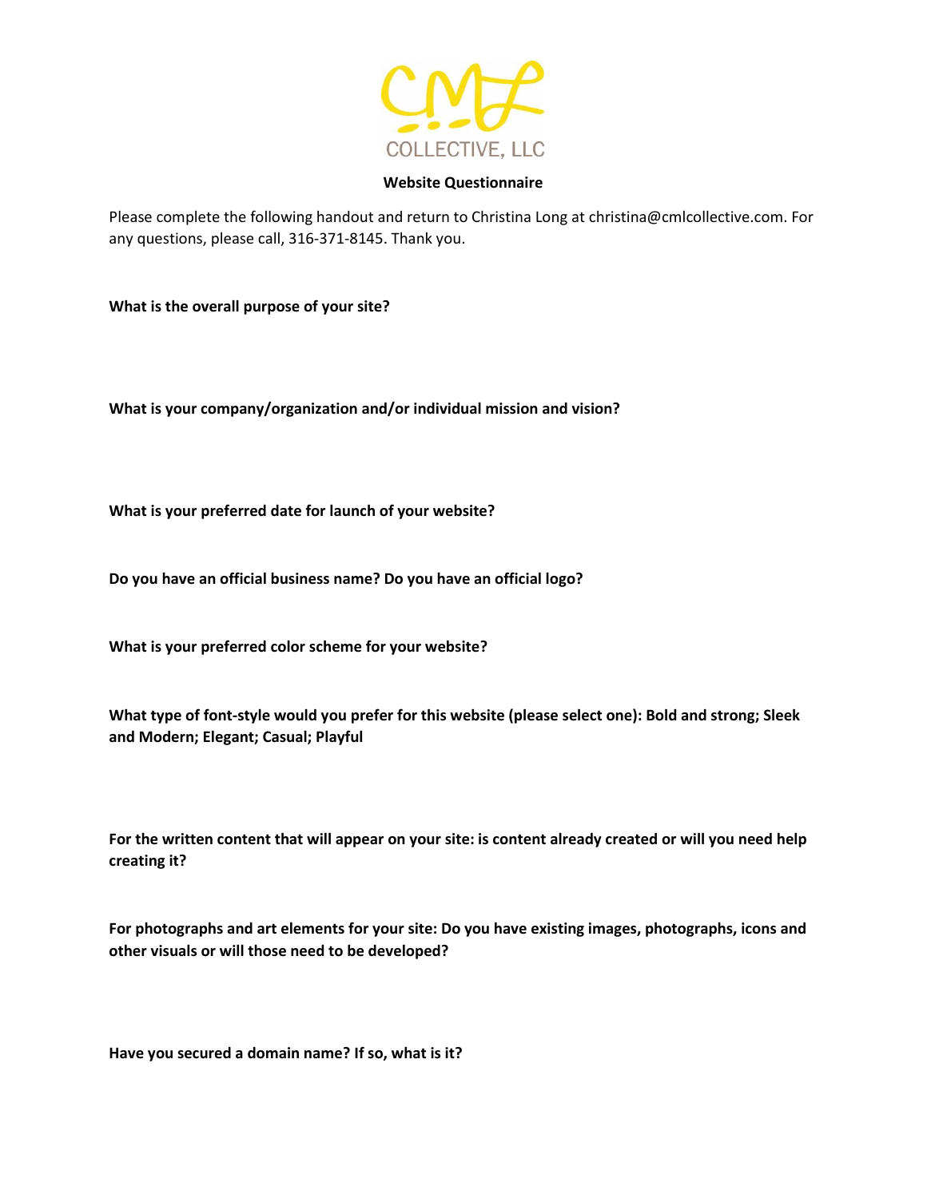CML COLLECTIVE, LLC

**Website Questionnaire**

Please complete the following handout and return to Christina Long at christina@cmlcollective.com. For any questions, please call, 316-371-8145. Thank you.

**What is the overall purpose of your site?**

**What is your company/organization and/or individual mission and vision?**

**What is your preferred date for launch of your website?**

**Do you have an official business name? Do you have an official logo?**

**What is your preferred color scheme for your website?**

**What type of font-style would you prefer for this website (please select one): Bold and strong; Sleek and Modern; Elegant; Casual; Playful**

**For the written content that will appear on your site: is content already created or will you need help creating it?**

**For photographs and art elements for your site: Do you have existing images, photographs, icons and other visuals or will those need to be developed?**

**Have you secured a domain name? If so, what is it?**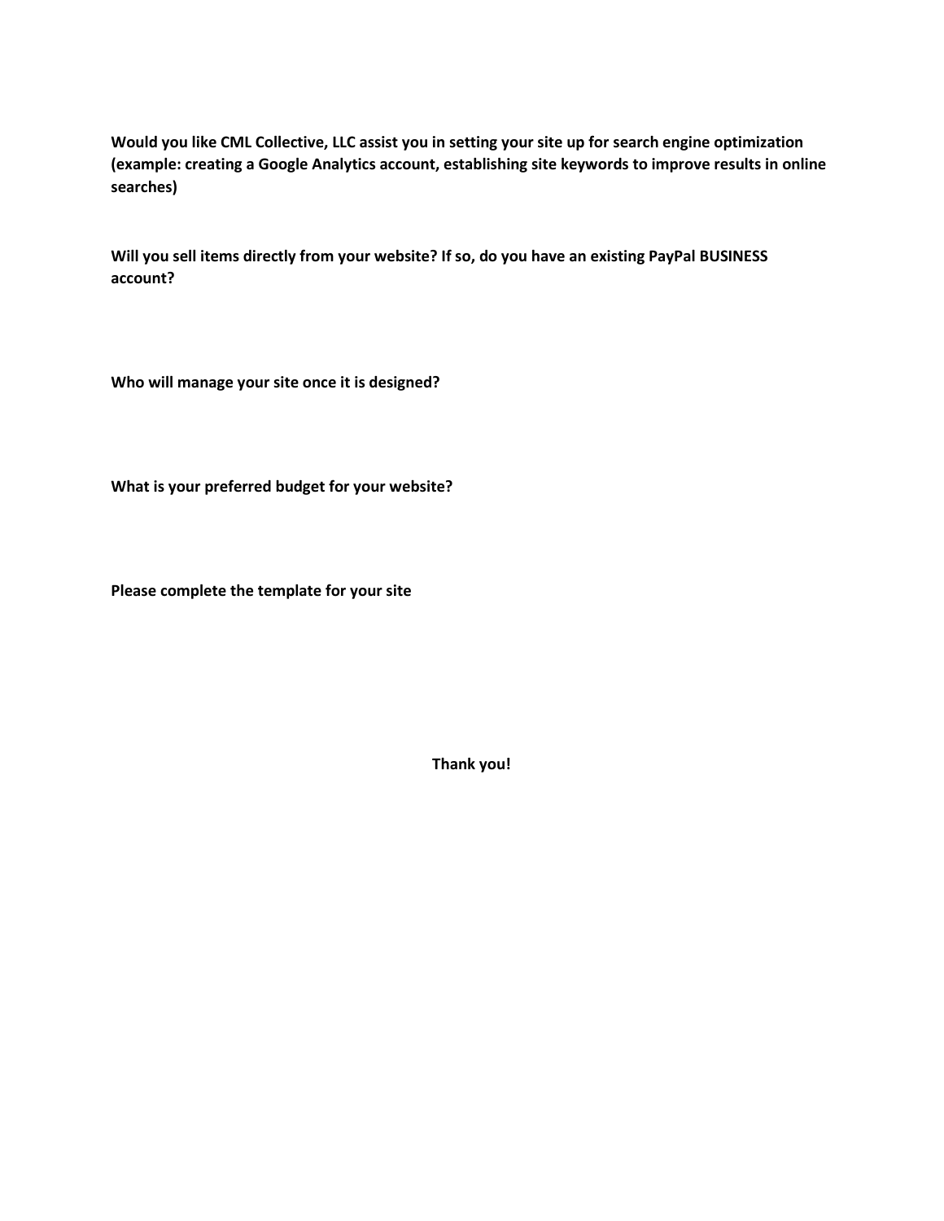**Would you like CML Collective, LLC assist you in setting your site up for search engine optimization (example: creating a Google Analytics account, establishing site keywords to improve results in online searches)**

**Will you sell items directly from your website? If so, do you have an existing PayPal BUSINESS account?**

**Who will manage your site once it is designed?**

**What is your preferred budget for your website?**

**Please complete the template for your site**

**Thank you!**